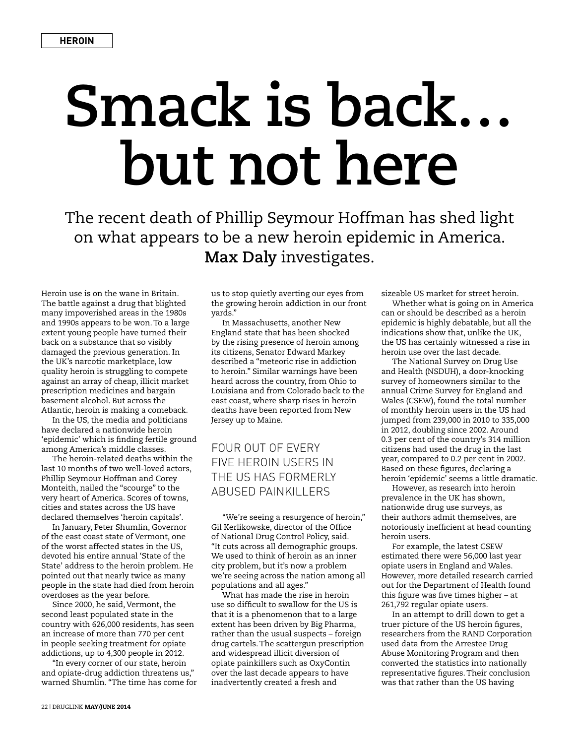HEROIN

# Smack is back… but not here

The recent death of Phillip Seymour Hoffman has shed light on what appears to be a new heroin epidemic in America. **Max Daly** investigates.

Heroin use is on the wane in Britain. The battle against a drug that blighted many impoverished areas in the 1980s and 1990s appears to be won. To a large extent young people have turned their back on a substance that so visibly damaged the previous generation. In the UK's narcotic marketplace, low quality heroin is struggling to compete against an array of cheap, illicit market prescription medicines and bargain basement alcohol. But across the Atlantic, heroin is making a comeback.

In the US, the media and politicians have declared a nationwide heroin 'epidemic' which is finding fertile ground among America's middle classes.

The heroin-related deaths within the last 10 months of two well-loved actors, Phillip Seymour Hoffman and Corey Monteith, nailed the "scourge" to the very heart of America. Scores of towns, cities and states across the US have declared themselves 'heroin capitals'.

In January, Peter Shumlin, Governor of the east coast state of Vermont, one of the worst affected states in the US, devoted his entire annual 'State of the State' address to the heroin problem. He pointed out that nearly twice as many people in the state had died from heroin overdoses as the year before.

Since 2000, he said, Vermont, the second least populated state in the country with 626,000 residents, has seen an increase of more than 770 per cent in people seeking treatment for opiate addictions, up to 4,300 people in 2012.

"In every corner of our state, heroin and opiate-drug addiction threatens us," warned Shumlin. "The time has come for us to stop quietly averting our eyes from the growing heroin addiction in our front yards."

In Massachusetts, another New England state that has been shocked by the rising presence of heroin among its citizens, Senator Edward Markey described a "meteoric rise in addiction to heroin." Similar warnings have been heard across the country, from Ohio to Louisiana and from Colorado back to the east coast, where sharp rises in heroin deaths have been reported from New Jersey up to Maine.

> FOUR OUT OF EVERY FIVE HEROIN USERS IN THE US HAS FORMERLY ABUSED PAINKILLERS

"We're seeing a resurgence of heroin," Gil Kerlikowske, director of the Office of National Drug Control Policy, said. "It cuts across all demographic groups. We used to think of heroin as an inner city problem, but it's now a problem we're seeing across the nation among all populations and all ages."

What has made the rise in heroin use so difficult to swallow for the US is that it is a phenomenon that to a large extent has been driven by Big Pharma, rather than the usual suspects – foreign drug cartels. The scattergun prescription and widespread illicit diversion of opiate painkillers such as OxyContin over the last decade appears to have inadvertently created a fresh and sizeable US market for street heroin.

Whether what is going on in America can or should be described as a heroin epidemic is highly debatable, but all the indications show that, unlike the UK, the US has certainly witnessed a rise in heroin use over the last decade.

The National Survey on Drug Use and Health (NSDUH), a door-knocking survey of homeowners similar to the annual Crime Survey for England and Wales (CSEW), found the total number of monthly heroin users in the US had jumped from 239,000 in 2010 to 335,000 in 2012, doubling since 2002. Around 0.3 per cent of the country's 314 million citizens had used the drug in the last year, compared to 0.2 per cent in 2002. Based on these figures, declaring a heroin 'epidemic' seems a little dramatic.

However, as research into heroin prevalence in the UK has shown, nationwide drug use surveys, as their authors admit themselves, are notoriously inefficient at head counting heroin users.

For example, the latest CSEW estimated there were 56,000 last year opiate users in England and Wales. However, more detailed research carried out for the Department of Health found this figure was five times higher – at 261,792 regular opiate users.

In an attempt to drill down to get a truer picture of the US heroin figures, researchers from the RAND Corporation used data from the Arrestee Drug Abuse Monitoring Program and then converted the statistics into nationally representative figures. Their conclusion was that rather than the US having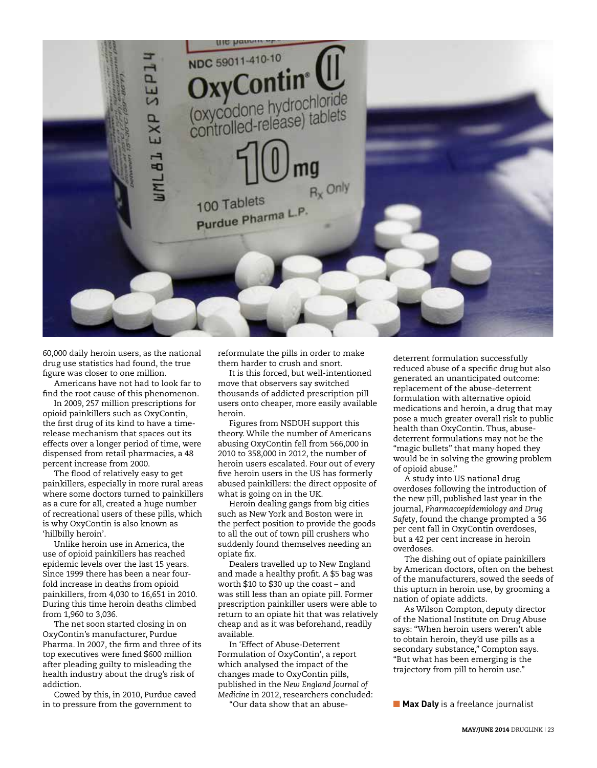60,000 daily heroin users, as the national drug use statistics had found, the true figure was closer to one million.

Americans have not had to look far to find the root cause of this phenomenon.

In 2009, 257 million prescriptions for opioid painkillers such as OxyContin, the first drug of its kind to have a time-release mechanism that spaces out its effects over a longer period of time, were dispensed from retail pharmacies, a 48 percent increase from 2000.

The flood of relatively easy to get painkillers, especially in more rural areas where some doctors turned to painkillers as a cure for all, created a huge number of recreational users of these pills, which is why OxyContin is also known as 'hillbilly heroin'.

Unlike heroin use in America, the use of opioid painkillers has reached epidemic levels over the last 15 years. Since 1999 there has been a near four-fold increase in deaths from opioid painkillers, from 4,030 to 16,651 in 2010. During this time heroin deaths climbed from 1,960 to 3,036.

The net soon started closing in on OxyContin's manufacturer, Purdue Pharma. In 2007, the firm and three of its top executives were fined $600 million after pleading guilty to misleading the health industry about the drug's risk of addiction.

Cowed by this, in 2010, Purdue caved in to pressure from the government to reformulate the pills in order to make them harder to crush and snort.

It is this forced, but well-intentioned move that observers say switched thousands of addicted prescription pill users onto cheaper, more easily available heroin.

Figures from NSDUH support this theory. While the number of Americans abusing OxyContin fell from 566,000 in 2010 to 358,000 in 2012, the number of heroin users escalated. Four out of every five heroin users in the US has formerly abused painkillers: the direct opposite of what is going on in the UK.

Heroin dealing gangs from big cities such as New York and Boston were in the perfect position to provide the goods to all the out of town pill crushers who suddenly found themselves needing an opiate fix.

Dealers travelled up to New England and made a healthy profit. A $5 bag was worth $10 to $30 up the coast – and was still less than an opiate pill. Former prescription painkiller users were able to return to an opiate hit that was relatively cheap and as it was beforehand, readily available.

In 'Effect of Abuse-Deterrent Formulation of OxyContin', a report which analysed the impact of the changes made to OxyContin pills, published in the *New England Journal of Medicine* in 2012, researchers concluded: "Our data show that an abuse-deterrent formulation successfully reduced abuse of a specific drug but also generated an unanticipated outcome: replacement of the abuse-deterrent formulation with alternative opioid medications and heroin, a drug that may pose a much greater overall risk to public health than OxyContin. Thus, abuse-deterrent formulations may not be the "magic bullets" that many hoped they would be in solving the growing problem of opioid abuse."

A study into US national drug overdoses following the introduction of the new pill, published last year in the journal, *Pharmacoepidemiology and Drug Safety*, found the change prompted a 36 per cent fall in OxyContin overdoses, but a 42 per cent increase in heroin overdoses.

The dishing out of opiate painkillers by American doctors, often on the behest of the manufacturers, sowed the seeds of this upturn in heroin use, by grooming a nation of opiate addicts.

As Wilson Compton, deputy director of the National Institute on Drug Abuse says: "When heroin users weren't able to obtain heroin, they'd use pills as a secondary substance," Compton says. "But what has been emerging is the trajectory from pill to heroin use."

■ **Max Daly** is a freelance journalist